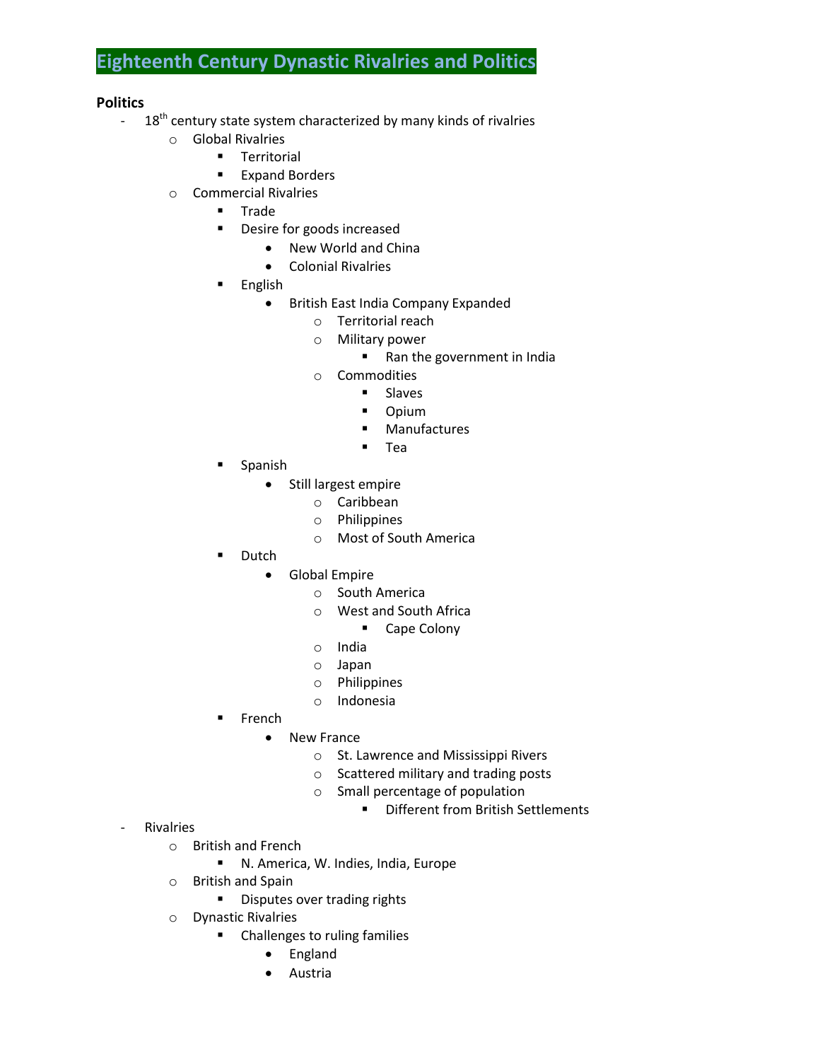# Eighteenth Century Dynastic Rivalries and Politics

**Politics**

- 18th century state system characterized by many kinds of rivalries
    - Global Rivalries
        - Territorial
        - Expand Borders
    - Commercial Rivalries
        - Trade
        - Desire for goods increased
            - New World and China
            - Colonial Rivalries
        - English
            - British East India Company Expanded
                - Territorial reach
                - Military power
                    - Ran the government in India
                - Commodities
                    - Slaves
                    - Opium
                    - Manufactures
                    - Tea
        - Spanish
            - Still largest empire
                - Caribbean
                - Philippines
                - Most of South America
        - Dutch
            - Global Empire
                - South America
                - West and South Africa
                    - Cape Colony
                - India
                - Japan
                - Philippines
                - Indonesia
        - French
            - New France
                - St. Lawrence and Mississippi Rivers
                - Scattered military and trading posts
                - Small percentage of population
                    - Different from British Settlements
- Rivalries
    - British and French
        - N. America, W. Indies, India, Europe
    - British and Spain
        - Disputes over trading rights
    - Dynastic Rivalries
        - Challenges to ruling families
            - England
            - Austria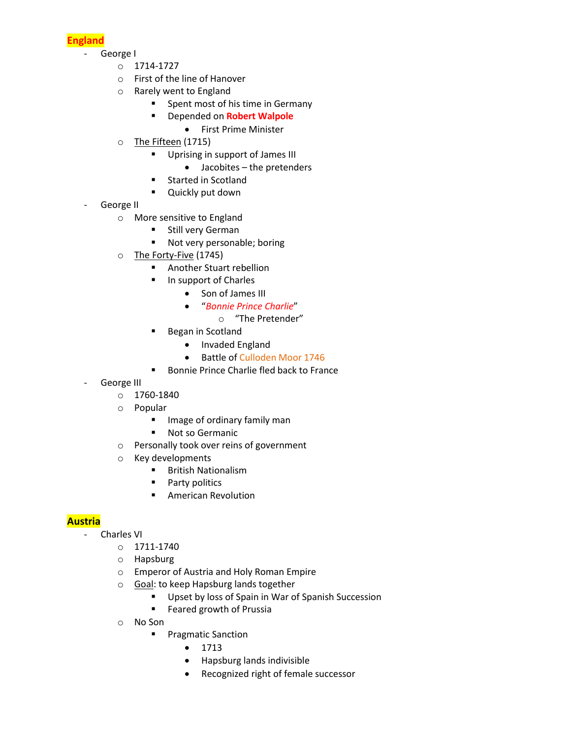## England

- George I
  - 1714-1727
  - First of the line of Hanover
  - Rarely went to England
    - Spent most of his time in Germany
    - Depended on **Robert Walpole**
      - First Prime Minister
  - The Fifteen (1715)
    - Uprising in support of James III
      - Jacobites – the pretenders
    - Started in Scotland
    - Quickly put down
- George II
  - More sensitive to England
    - Still very German
    - Not very personable; boring
  - The Forty-Five (1745)
    - Another Stuart rebellion
    - In support of Charles
      - Son of James III
      - "*Bonnie Prince Charlie*"
        - "The Pretender"
    - Began in Scotland
      - Invaded England
      - Battle of Culloden Moor 1746
    - Bonnie Prince Charlie fled back to France
- George III
  - 1760-1840
  - Popular
    - Image of ordinary family man
    - Not so Germanic
  - Personally took over reins of government
  - Key developments
    - British Nationalism
    - Party politics
    - American Revolution

## Austria

- Charles VI
  - 1711-1740
  - Hapsburg
  - Emperor of Austria and Holy Roman Empire
  - Goal: to keep Hapsburg lands together
    - Upset by loss of Spain in War of Spanish Succession
    - Feared growth of Prussia
  - No Son
    - Pragmatic Sanction
      - 1713
      - Hapsburg lands indivisible
      - Recognized right of female successor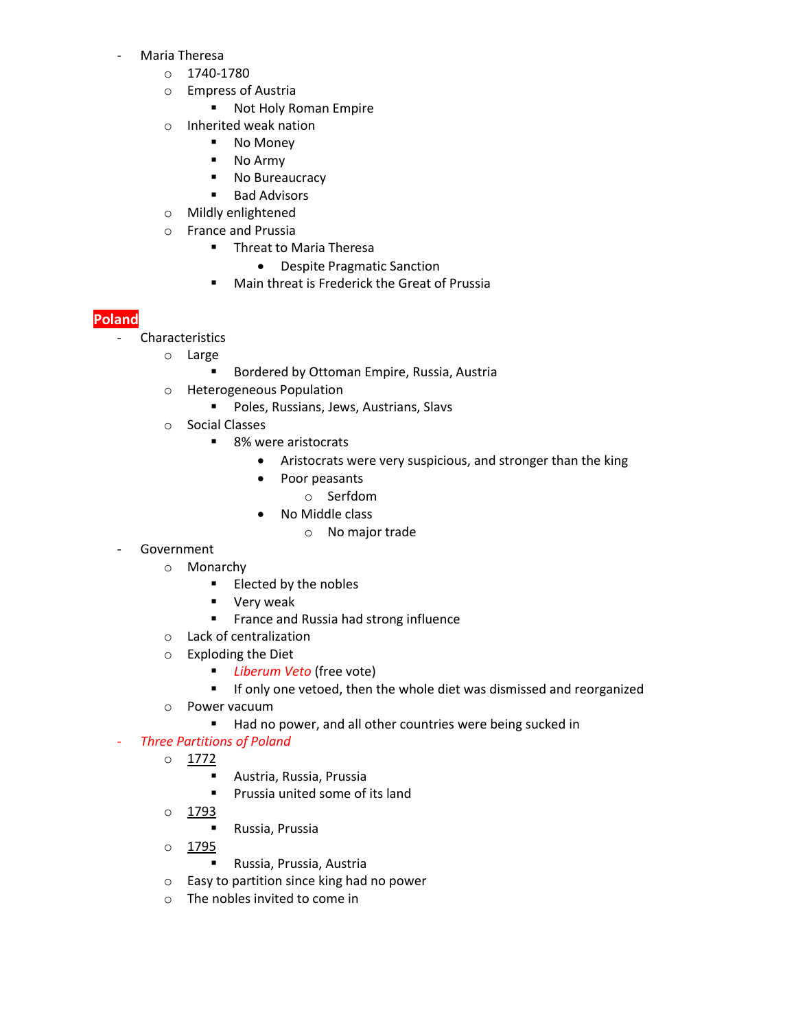- Maria Theresa
  - 1740-1780
  - Empress of Austria
    - Not Holy Roman Empire
  - Inherited weak nation
    - No Money
    - No Army
    - No Bureaucracy
    - Bad Advisors
  - Mildly enlightened
  - France and Prussia
    - Threat to Maria Theresa
      - Despite Pragmatic Sanction
    - Main threat is Frederick the Great of Prussia

## Poland

- Characteristics
  - Large
    - Bordered by Ottoman Empire, Russia, Austria
  - Heterogeneous Population
    - Poles, Russians, Jews, Austrians, Slavs
  - Social Classes
    - 8% were aristocrats
      - Aristocrats were very suspicious, and stronger than the king
      - Poor peasants
        - Serfdom
      - No Middle class
        - No major trade
- Government
  - Monarchy
    - Elected by the nobles
    - Very weak
    - France and Russia had strong influence
  - Lack of centralization
  - Exploding the Diet
    - *Liberum Veto* (free vote)
    - If only one vetoed, then the whole diet was dismissed and reorganized
  - Power vacuum
    - Had no power, and all other countries were being sucked in
- *Three Partitions of Poland*
  - 1772
    - Austria, Russia, Prussia
    - Prussia united some of its land
  - 1793
    - Russia, Prussia
  - 1795
    - Russia, Prussia, Austria
  - Easy to partition since king had no power
  - The nobles invited to come in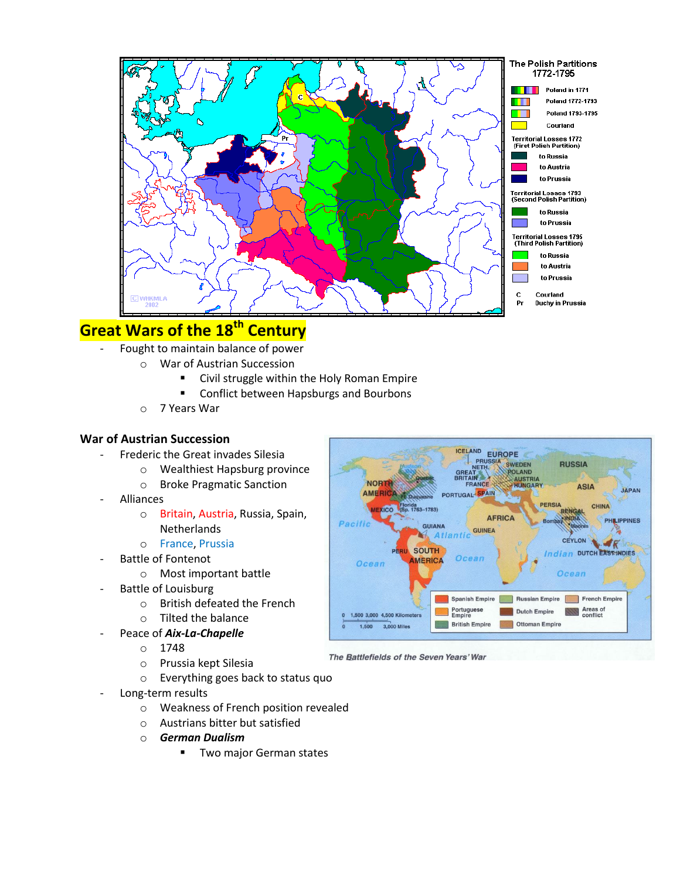## Great Wars of the 18th Century

- Fought to maintain balance of power
  - War of Austrian Succession
    - Civil struggle within the Holy Roman Empire
    - Conflict between Hapsburgs and Bourbons
  - 7 Years War

### War of Austrian Succession

- Frederic the Great invades Silesia
  - Wealthiest Hapsburg province
  - Broke Pragmatic Sanction
- Alliances
  - Britain, Austria, Russia, Spain, Netherlands
  - France, Prussia
- Battle of Fontenot
  - Most important battle
- Battle of Louisburg
  - British defeated the French
  - Tilted the balance
- Peace of ***Aix-La-Chapelle***
  - 1748
  - Prussia kept Silesia
  - Everything goes back to status quo
- Long-term results
  - Weakness of French position revealed
  - Austrians bitter but satisfied
  - ***German Dualism***
    - Two major German states

*The Battlefields of the Seven Years' War*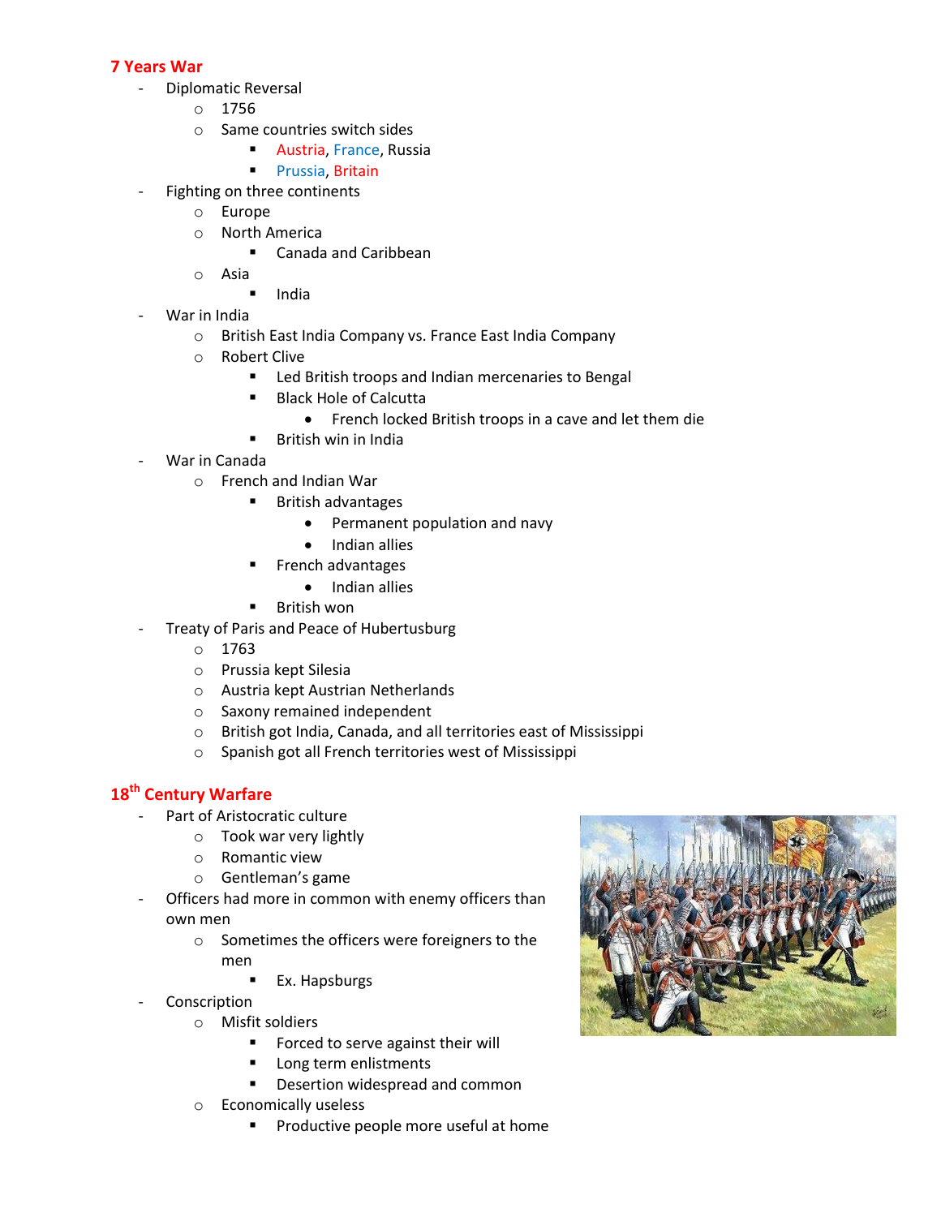## 7 Years War

- Diplomatic Reversal
  - 1756
  - Same countries switch sides
    - Austria, France, Russia
    - Prussia, Britain
- Fighting on three continents
  - Europe
  - North America
    - Canada and Caribbean
  - Asia
    - India
- War in India
  - British East India Company vs. France East India Company
  - Robert Clive
    - Led British troops and Indian mercenaries to Bengal
    - Black Hole of Calcutta
      - French locked British troops in a cave and let them die
    - British win in India
- War in Canada
  - French and Indian War
    - British advantages
      - Permanent population and navy
      - Indian allies
    - French advantages
      - Indian allies
    - British won
- Treaty of Paris and Peace of Hubertusburg
  - 1763
  - Prussia kept Silesia
  - Austria kept Austrian Netherlands
  - Saxony remained independent
  - British got India, Canada, and all territories east of Mississippi
  - Spanish got all French territories west of Mississippi

## 18th Century Warfare

- Part of Aristocratic culture
  - Took war very lightly
  - Romantic view
  - Gentleman's game
- Officers had more in common with enemy officers than own men
  - Sometimes the officers were foreigners to the men
    - Ex. Hapsburgs
- Conscription
  - Misfit soldiers
    - Forced to serve against their will
    - Long term enlistments
    - Desertion widespread and common
  - Economically useless
    - Productive people more useful at home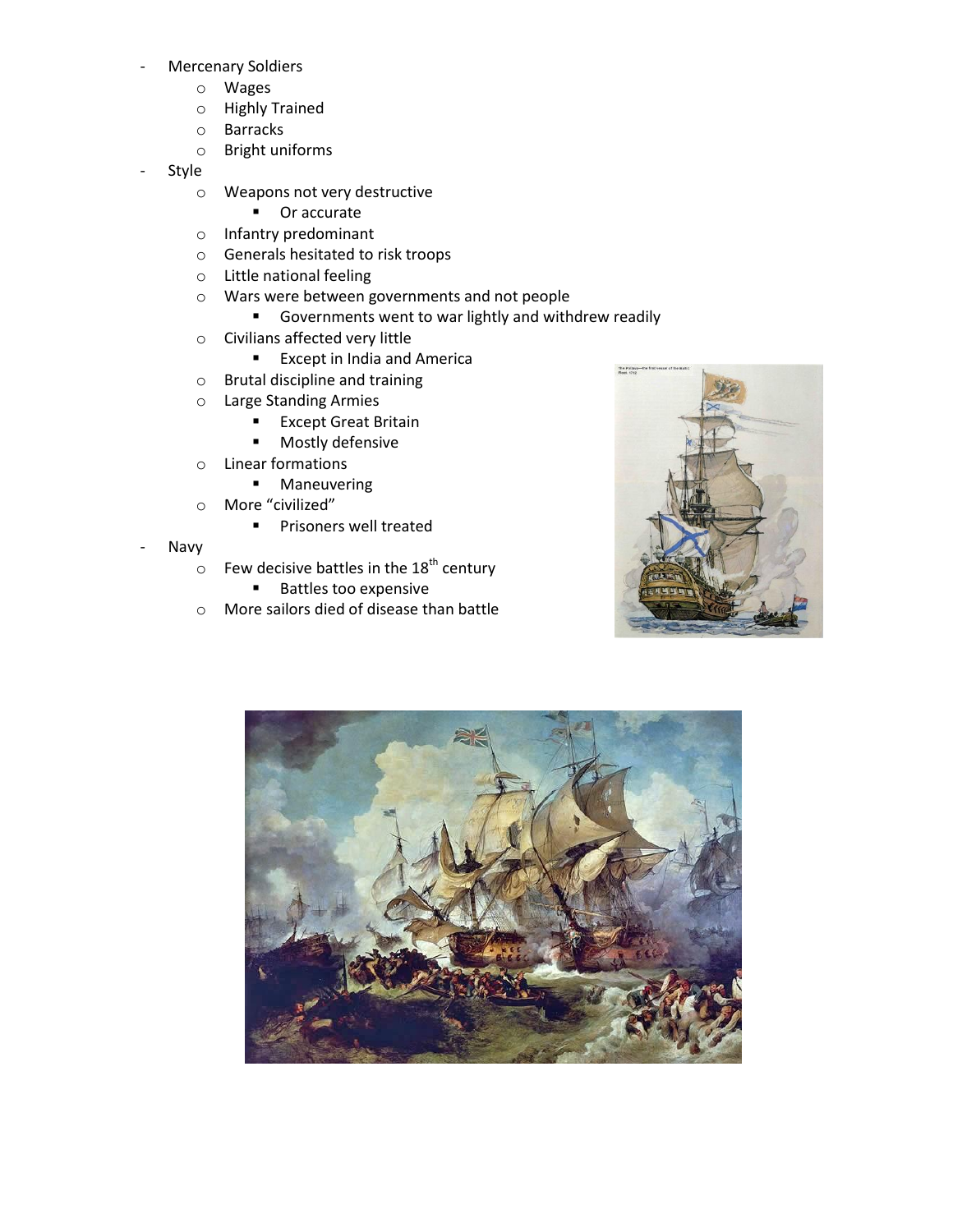- Mercenary Soldiers
    - Wages
    - Highly Trained
    - Barracks
    - Bright uniforms
- Style
    - Weapons not very destructive
        - Or accurate
    - Infantry predominant
    - Generals hesitated to risk troops
    - Little national feeling
    - Wars were between governments and not people
        - Governments went to war lightly and withdrew readily
    - Civilians affected very little
        - Except in India and America
    - Brutal discipline and training
    - Large Standing Armies
        - Except Great Britain
        - Mostly defensive
    - Linear formations
        - Maneuvering
    - More "civilized"
        - Prisoners well treated
- Navy
    - Few decisive battles in the 18th century
        - Battles too expensive
    - More sailors died of disease than battle